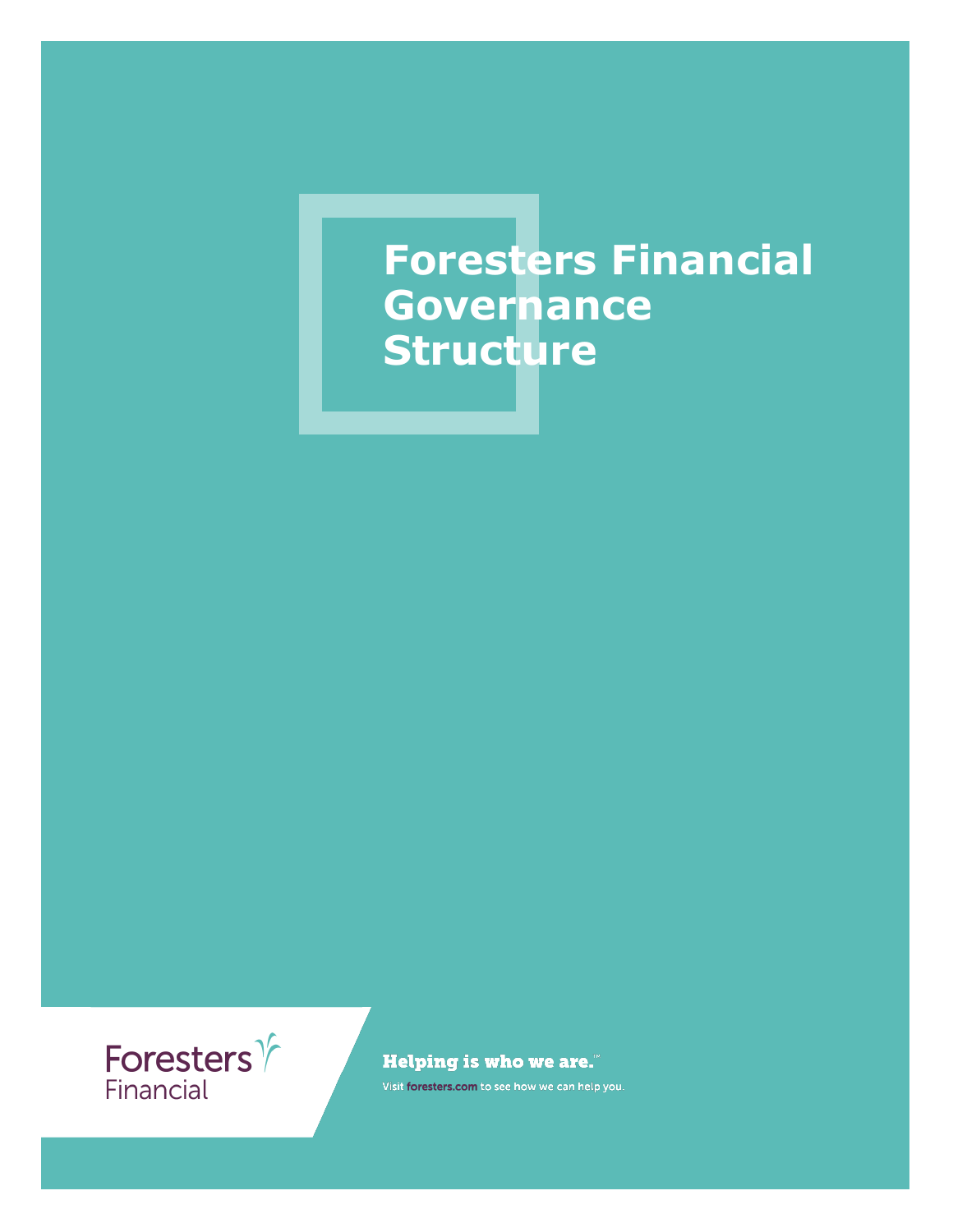# Foresters Financial Governance Structure

Foresters Financial

**Helping is who we are.**™

Visit **foresters.com** to see how we can help you.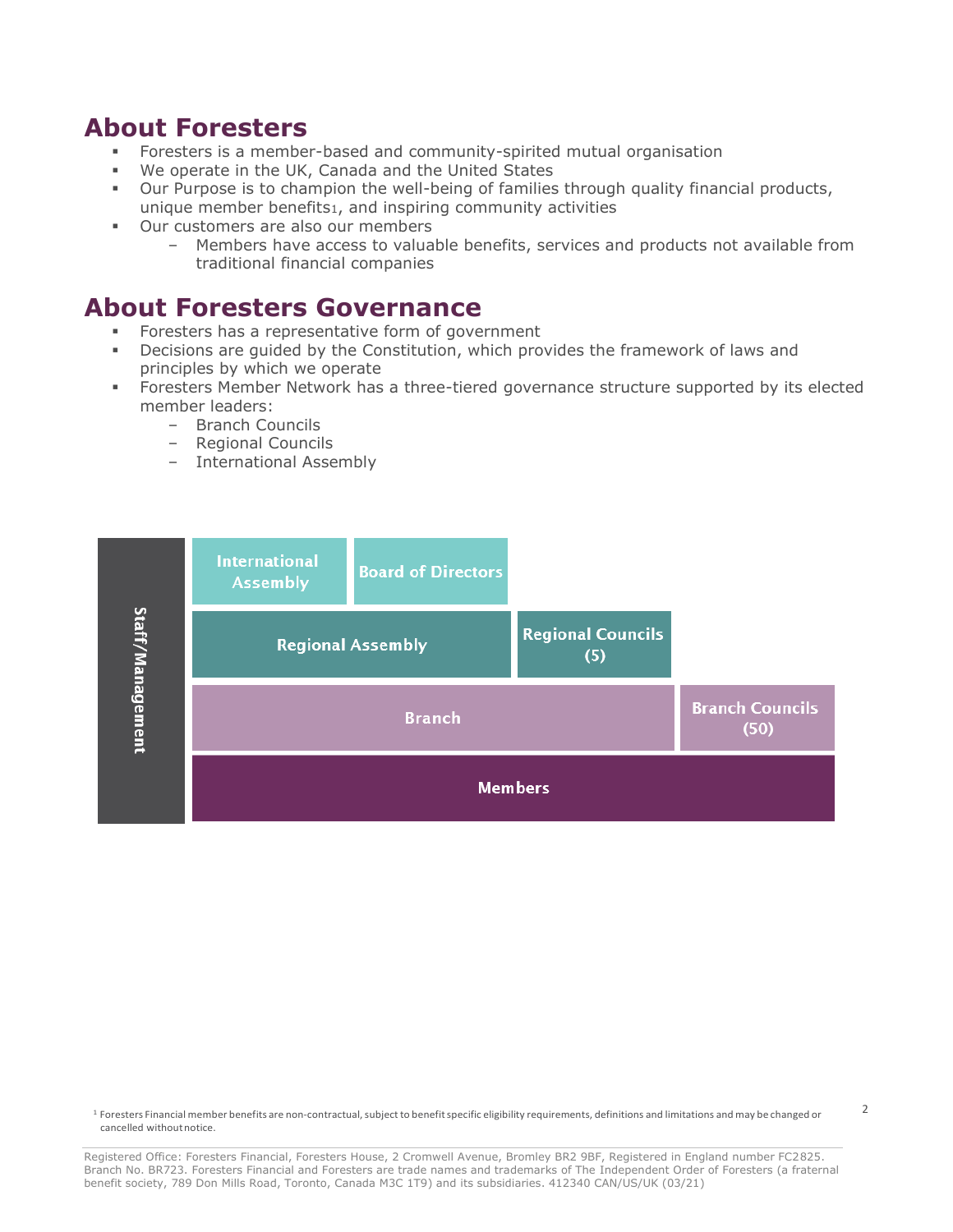## About Foresters

- Foresters is a member-based and community-spirited mutual organisation
- We operate in the UK, Canada and the United States
- Our Purpose is to champion the well-being of families through quality financial products, unique member benefits[1], and inspiring community activities
- Our customers are also our members
  - Members have access to valuable benefits, services and products not available from traditional financial companies

## About Foresters Governance

- Foresters has a representative form of government
- Decisions are guided by the Constitution, which provides the framework of laws and principles by which we operate
- Foresters Member Network has a three-tiered governance structure supported by its elected member leaders:
  - Branch Councils
  - Regional Councils
  - International Assembly

| Staff/Management | International Assembly | Board of Directors | |
|---|---|---|---|
| | Regional Assembly | Regional Councils (5) | |
| | Branch | | Branch Councils (50) |
| | Members | | |

[1] Foresters Financial member benefits are non-contractual, subject to benefit specific eligibility requirements, definitions and limitations and may be changed or cancelled without notice.

Registered Office: Foresters Financial, Foresters House, 2 Cromwell Avenue, Bromley BR2 9BF, Registered in England number FC2825. Branch No. BR723. Foresters Financial and Foresters are trade names and trademarks of The Independent Order of Foresters (a fraternal benefit society, 789 Don Mills Road, Toronto, Canada M3C 1T9) and its subsidiaries. 412340 CAN/US/UK (03/21)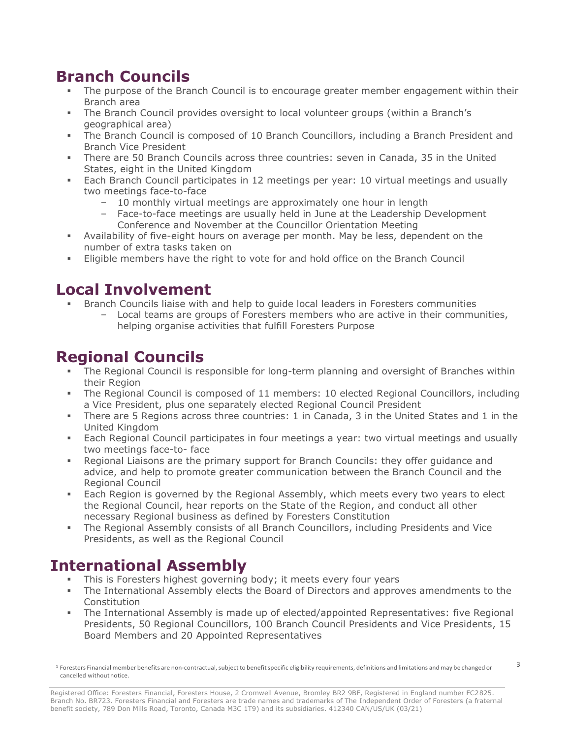## Branch Councils

- The purpose of the Branch Council is to encourage greater member engagement within their Branch area
- The Branch Council provides oversight to local volunteer groups (within a Branch's geographical area)
- The Branch Council is composed of 10 Branch Councillors, including a Branch President and Branch Vice President
- There are 50 Branch Councils across three countries: seven in Canada, 35 in the United States, eight in the United Kingdom
- Each Branch Council participates in 12 meetings per year: 10 virtual meetings and usually two meetings face-to-face
  - 10 monthly virtual meetings are approximately one hour in length
  - Face-to-face meetings are usually held in June at the Leadership Development Conference and November at the Councillor Orientation Meeting
- Availability of five-eight hours on average per month. May be less, dependent on the number of extra tasks taken on
- Eligible members have the right to vote for and hold office on the Branch Council

## Local Involvement

- Branch Councils liaise with and help to guide local leaders in Foresters communities
  - Local teams are groups of Foresters members who are active in their communities, helping organise activities that fulfill Foresters Purpose

## Regional Councils

- The Regional Council is responsible for long-term planning and oversight of Branches within their Region
- The Regional Council is composed of 11 members: 10 elected Regional Councillors, including a Vice President, plus one separately elected Regional Council President
- There are 5 Regions across three countries: 1 in Canada, 3 in the United States and 1 in the United Kingdom
- Each Regional Council participates in four meetings a year: two virtual meetings and usually two meetings face-to- face
- Regional Liaisons are the primary support for Branch Councils: they offer guidance and advice, and help to promote greater communication between the Branch Council and the Regional Council
- Each Region is governed by the Regional Assembly, which meets every two years to elect the Regional Council, hear reports on the State of the Region, and conduct all other necessary Regional business as defined by Foresters Constitution
- The Regional Assembly consists of all Branch Councillors, including Presidents and Vice Presidents, as well as the Regional Council

## International Assembly

- This is Foresters highest governing body; it meets every four years
- The International Assembly elects the Board of Directors and approves amendments to the Constitution
- The International Assembly is made up of elected/appointed Representatives: five Regional Presidents, 50 Regional Councillors, 100 Branch Council Presidents and Vice Presidents, 15 Board Members and 20 Appointed Representatives

[1] Foresters Financial member benefits are non-contractual, subject to benefit specific eligibility requirements, definitions and limitations and may be changed or cancelled without notice.

Registered Office: Foresters Financial, Foresters House, 2 Cromwell Avenue, Bromley BR2 9BF, Registered in England number FC2825. Branch No. BR723. Foresters Financial and Foresters are trade names and trademarks of The Independent Order of Foresters (a fraternal benefit society, 789 Don Mills Road, Toronto, Canada M3C 1T9) and its subsidiaries. 412340 CAN/US/UK (03/21)